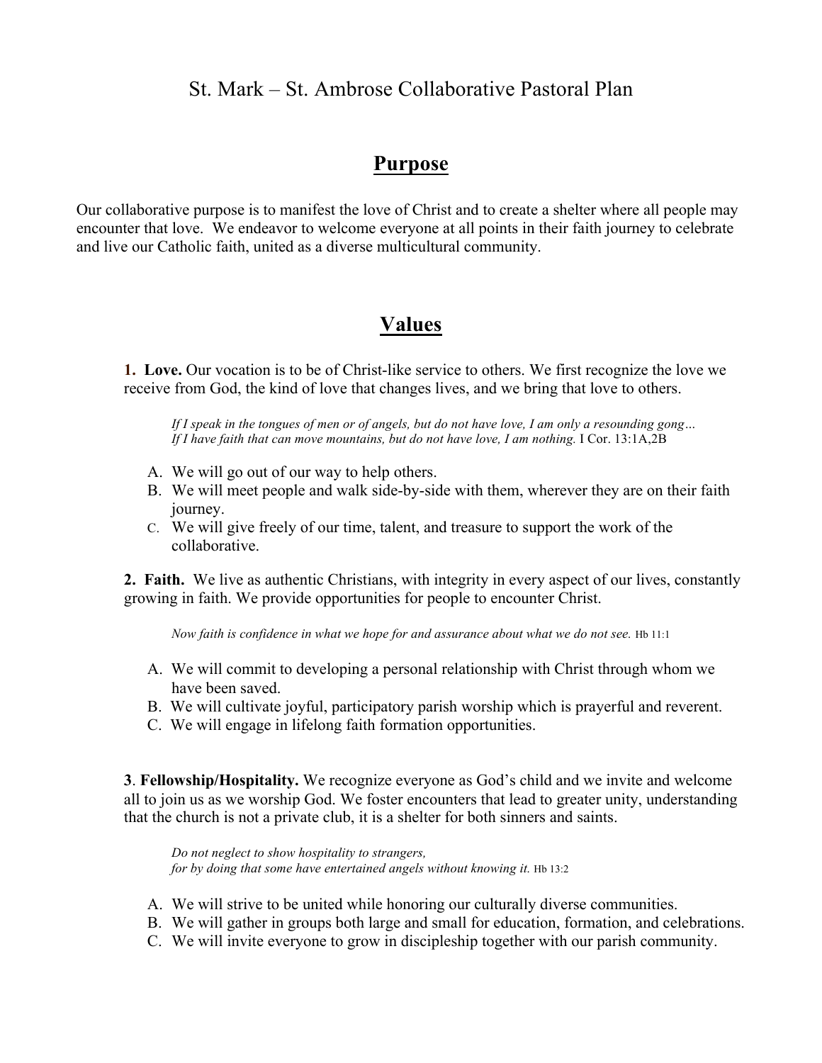# St. Mark – St. Ambrose Collaborative Pastoral Plan

## Purpose

Our collaborative purpose is to manifest the love of Christ and to create a shelter where all people may encounter that love. We endeavor to welcome everyone at all points in their faith journey to celebrate and live our Catholic faith, united as a diverse multicultural community.

## Values

**1. Love.** Our vocation is to be of Christ-like service to others. We first recognize the love we receive from God, the kind of love that changes lives, and we bring that love to others.

> *If I speak in the tongues of men or of angels, but do not have love, I am only a resounding gong…*
> *If I have faith that can move mountains, but do not have love, I am nothing.* I Cor. 13:1A,2B

A. We will go out of our way to help others.
B. We will meet people and walk side-by-side with them, wherever they are on their faith journey.
C. We will give freely of our time, talent, and treasure to support the work of the collaborative.

**2. Faith.** We live as authentic Christians, with integrity in every aspect of our lives, constantly growing in faith. We provide opportunities for people to encounter Christ.

> *Now faith is confidence in what we hope for and assurance about what we do not see.* Hb 11:1

A. We will commit to developing a personal relationship with Christ through whom we have been saved.
B. We will cultivate joyful, participatory parish worship which is prayerful and reverent.
C. We will engage in lifelong faith formation opportunities.

**3. Fellowship/Hospitality.** We recognize everyone as God's child and we invite and welcome all to join us as we worship God. We foster encounters that lead to greater unity, understanding that the church is not a private club, it is a shelter for both sinners and saints.

> *Do not neglect to show hospitality to strangers,*
> *for by doing that some have entertained angels without knowing it.* Hb 13:2

A. We will strive to be united while honoring our culturally diverse communities.
B. We will gather in groups both large and small for education, formation, and celebrations.
C. We will invite everyone to grow in discipleship together with our parish community.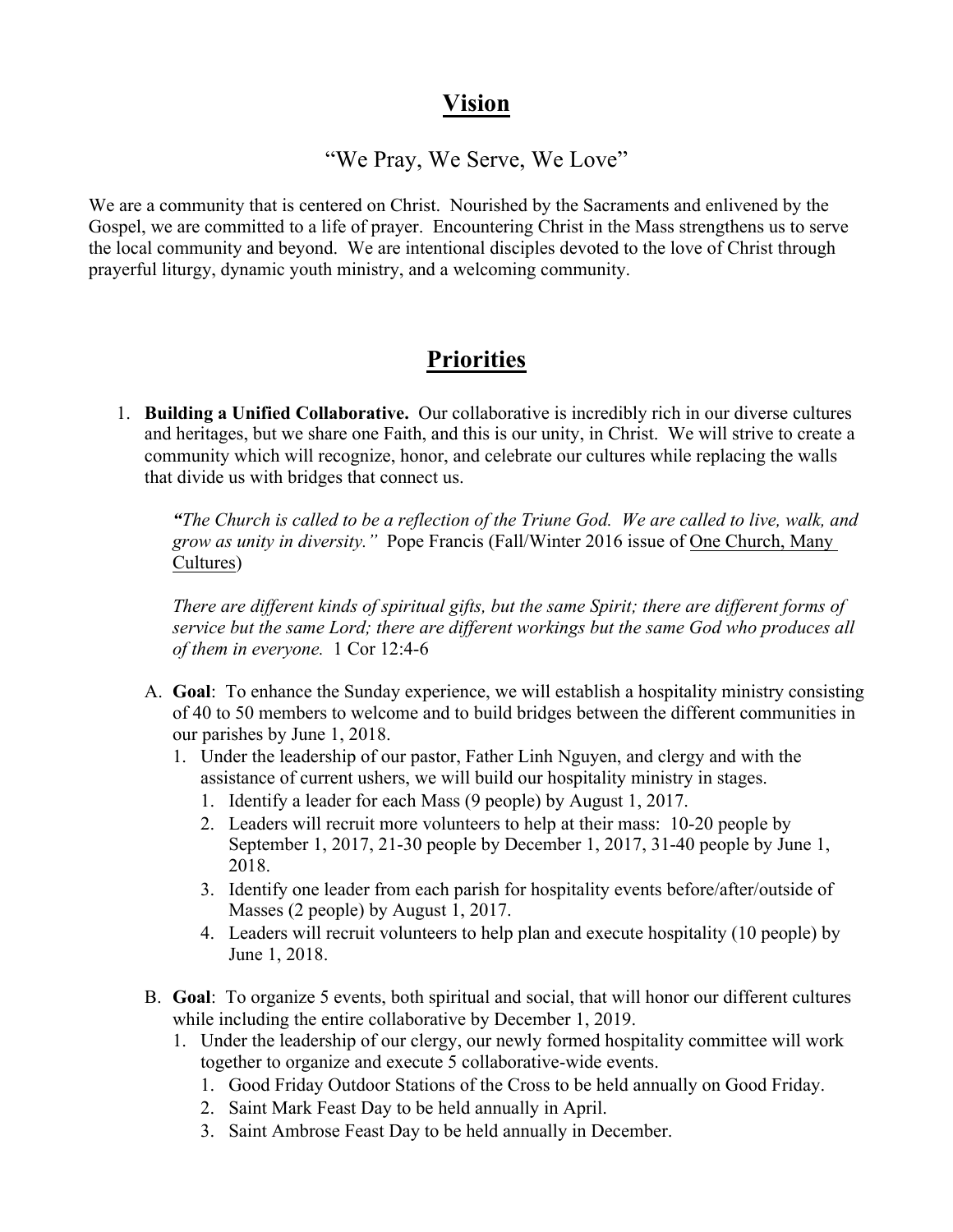# <u>Vision</u>

"We Pray, We Serve, We Love"

We are a community that is centered on Christ. Nourished by the Sacraments and enlivened by the Gospel, we are committed to a life of prayer. Encountering Christ in the Mass strengthens us to serve the local community and beyond. We are intentional disciples devoted to the love of Christ through prayerful liturgy, dynamic youth ministry, and a welcoming community.

# <u>Priorities</u>

1. **Building a Unified Collaborative.** Our collaborative is incredibly rich in our diverse cultures and heritages, but we share one Faith, and this is our unity, in Christ. We will strive to create a community which will recognize, honor, and celebrate our cultures while replacing the walls that divide us with bridges that connect us.

   ***"****The Church is called to be a reflection of the Triune God. We are called to live, walk, and grow as unity in diversity."* Pope Francis (Fall/Winter 2016 issue of <u>One Church, Many Cultures</u>)

   *There are different kinds of spiritual gifts, but the same Spirit; there are different forms of service but the same Lord; there are different workings but the same God who produces all of them in everyone.* 1 Cor 12:4-6

   A. **Goal**: To enhance the Sunday experience, we will establish a hospitality ministry consisting of 40 to 50 members to welcome and to build bridges between the different communities in our parishes by June 1, 2018.
      1. Under the leadership of our pastor, Father Linh Nguyen, and clergy and with the assistance of current ushers, we will build our hospitality ministry in stages.
         1. Identify a leader for each Mass (9 people) by August 1, 2017.
         2. Leaders will recruit more volunteers to help at their mass: 10-20 people by September 1, 2017, 21-30 people by December 1, 2017, 31-40 people by June 1, 2018.
         3. Identify one leader from each parish for hospitality events before/after/outside of Masses (2 people) by August 1, 2017.
         4. Leaders will recruit volunteers to help plan and execute hospitality (10 people) by June 1, 2018.

   B. **Goal**: To organize 5 events, both spiritual and social, that will honor our different cultures while including the entire collaborative by December 1, 2019.
      1. Under the leadership of our clergy, our newly formed hospitality committee will work together to organize and execute 5 collaborative-wide events.
         1. Good Friday Outdoor Stations of the Cross to be held annually on Good Friday.
         2. Saint Mark Feast Day to be held annually in April.
         3. Saint Ambrose Feast Day to be held annually in December.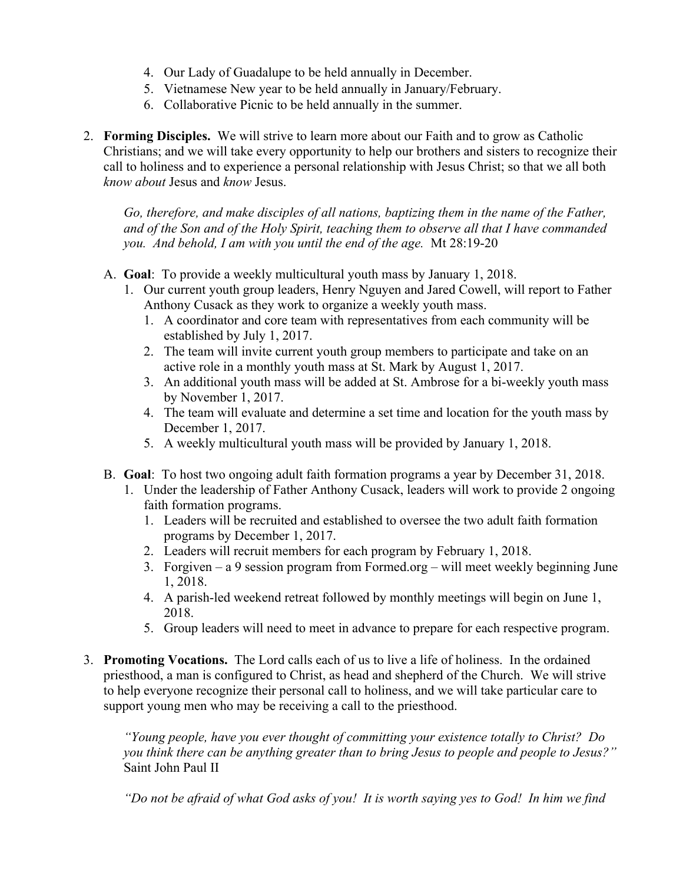4. Our Lady of Guadalupe to be held annually in December.
5. Vietnamese New year to be held annually in January/February.
6. Collaborative Picnic to be held annually in the summer.

2. **Forming Disciples.** We will strive to learn more about our Faith and to grow as Catholic Christians; and we will take every opportunity to help our brothers and sisters to recognize their call to holiness and to experience a personal relationship with Jesus Christ; so that we all both *know about* Jesus and *know* Jesus.

   *Go, therefore, and make disciples of all nations, baptizing them in the name of the Father, and of the Son and of the Holy Spirit, teaching them to observe all that I have commanded you. And behold, I am with you until the end of the age.* Mt 28:19-20

   A. **Goal**: To provide a weekly multicultural youth mass by January 1, 2018.
      1. Our current youth group leaders, Henry Nguyen and Jared Cowell, will report to Father Anthony Cusack as they work to organize a weekly youth mass.
         1. A coordinator and core team with representatives from each community will be established by July 1, 2017.
         2. The team will invite current youth group members to participate and take on an active role in a monthly youth mass at St. Mark by August 1, 2017.
         3. An additional youth mass will be added at St. Ambrose for a bi-weekly youth mass by November 1, 2017.
         4. The team will evaluate and determine a set time and location for the youth mass by December 1, 2017.
         5. A weekly multicultural youth mass will be provided by January 1, 2018.

   B. **Goal**: To host two ongoing adult faith formation programs a year by December 31, 2018.
      1. Under the leadership of Father Anthony Cusack, leaders will work to provide 2 ongoing faith formation programs.
         1. Leaders will be recruited and established to oversee the two adult faith formation programs by December 1, 2017.
         2. Leaders will recruit members for each program by February 1, 2018.
         3. Forgiven – a 9 session program from Formed.org – will meet weekly beginning June 1, 2018.
         4. A parish-led weekend retreat followed by monthly meetings will begin on June 1, 2018.
         5. Group leaders will need to meet in advance to prepare for each respective program.

3. **Promoting Vocations.** The Lord calls each of us to live a life of holiness. In the ordained priesthood, a man is configured to Christ, as head and shepherd of the Church. We will strive to help everyone recognize their personal call to holiness, and we will take particular care to support young men who may be receiving a call to the priesthood.

   *"Young people, have you ever thought of committing your existence totally to Christ? Do you think there can be anything greater than to bring Jesus to people and people to Jesus?"* Saint John Paul II

   *"Do not be afraid of what God asks of you! It is worth saying yes to God! In him we find*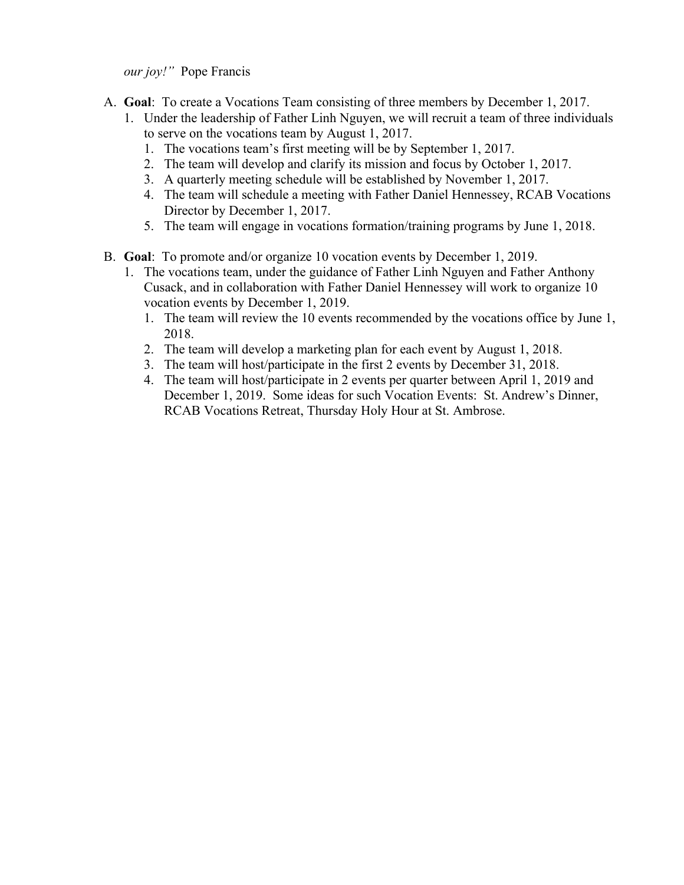*our joy!"* Pope Francis

A. **Goal**: To create a Vocations Team consisting of three members by December 1, 2017.
   1. Under the leadership of Father Linh Nguyen, we will recruit a team of three individuals to serve on the vocations team by August 1, 2017.
      1. The vocations team's first meeting will be by September 1, 2017.
      2. The team will develop and clarify its mission and focus by October 1, 2017.
      3. A quarterly meeting schedule will be established by November 1, 2017.
      4. The team will schedule a meeting with Father Daniel Hennessey, RCAB Vocations Director by December 1, 2017.
      5. The team will engage in vocations formation/training programs by June 1, 2018.

B. **Goal**: To promote and/or organize 10 vocation events by December 1, 2019.
   1. The vocations team, under the guidance of Father Linh Nguyen and Father Anthony Cusack, and in collaboration with Father Daniel Hennessey will work to organize 10 vocation events by December 1, 2019.
      1. The team will review the 10 events recommended by the vocations office by June 1, 2018.
      2. The team will develop a marketing plan for each event by August 1, 2018.
      3. The team will host/participate in the first 2 events by December 31, 2018.
      4. The team will host/participate in 2 events per quarter between April 1, 2019 and December 1, 2019. Some ideas for such Vocation Events: St. Andrew's Dinner, RCAB Vocations Retreat, Thursday Holy Hour at St. Ambrose.